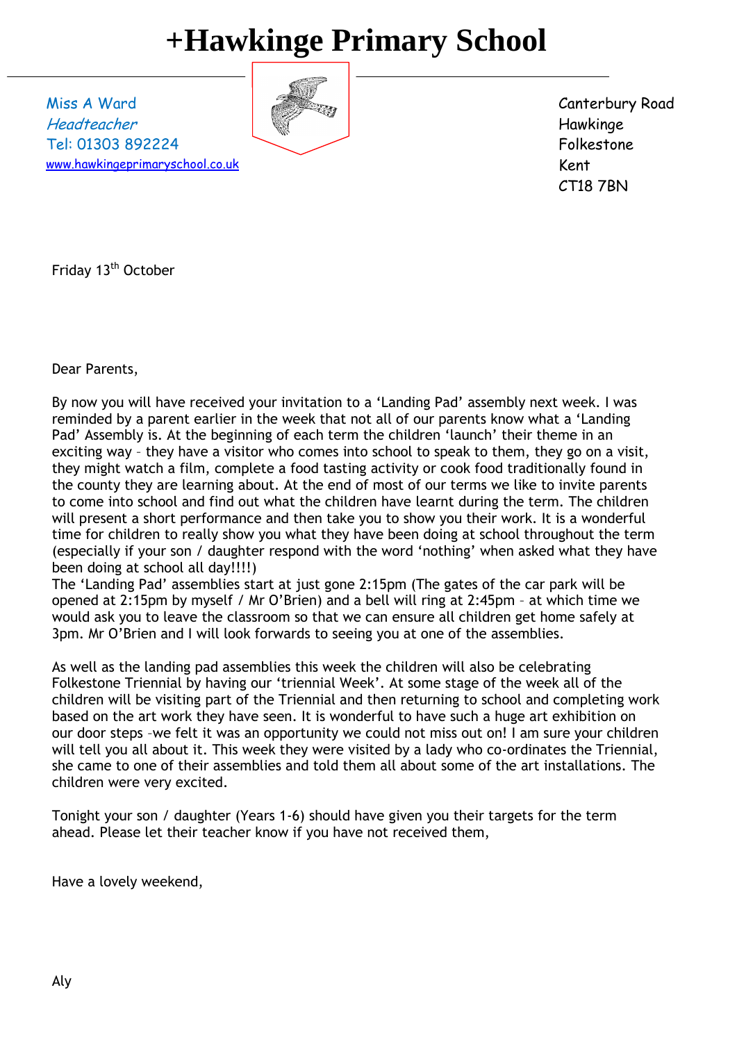# +Hawkinge Primary School

Miss A Ward
*Headteacher*
Tel: 01303 892224
www.hawkingeprimaryschool.co.uk

Canterbury Road
Hawkinge
Folkestone
Kent
CT18 7BN

Friday 13th October

Dear Parents,

By now you will have received your invitation to a 'Landing Pad' assembly next week. I was reminded by a parent earlier in the week that not all of our parents know what a 'Landing Pad' Assembly is. At the beginning of each term the children 'launch' their theme in an exciting way – they have a visitor who comes into school to speak to them, they go on a visit, they might watch a film, complete a food tasting activity or cook food traditionally found in the county they are learning about. At the end of most of our terms we like to invite parents to come into school and find out what the children have learnt during the term. The children will present a short performance and then take you to show you their work. It is a wonderful time for children to really show you what they have been doing at school throughout the term (especially if your son / daughter respond with the word 'nothing' when asked what they have been doing at school all day!!!!)
The 'Landing Pad' assemblies start at just gone 2:15pm (The gates of the car park will be opened at 2:15pm by myself / Mr O'Brien) and a bell will ring at 2:45pm – at which time we would ask you to leave the classroom so that we can ensure all children get home safely at 3pm. Mr O'Brien and I will look forwards to seeing you at one of the assemblies.

As well as the landing pad assemblies this week the children will also be celebrating Folkestone Triennial by having our 'triennial Week'. At some stage of the week all of the children will be visiting part of the Triennial and then returning to school and completing work based on the art work they have seen. It is wonderful to have such a huge art exhibition on our door steps –we felt it was an opportunity we could not miss out on! I am sure your children will tell you all about it. This week they were visited by a lady who co-ordinates the Triennial, she came to one of their assemblies and told them all about some of the art installations. The children were very excited.

Tonight your son / daughter (Years 1-6) should have given you their targets for the term ahead. Please let their teacher know if you have not received them,

Have a lovely weekend,

Aly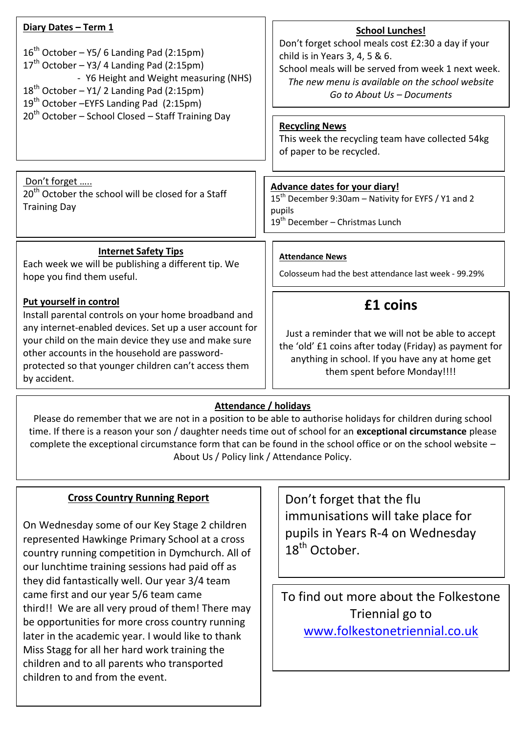**Diary Dates – Term 1**

16th October – Y5/ 6 Landing Pad (2:15pm)
17th October – Y3/ 4 Landing Pad (2:15pm)
- Y6 Height and Weight measuring (NHS)

18th October – Y1/ 2 Landing Pad (2:15pm)
19th October –EYFS Landing Pad (2:15pm)
20th October – School Closed – Staff Training Day

**School Lunches!**

Don't forget school meals cost £2:30 a day if your child is in Years 3, 4, 5 & 6.
School meals will be served from week 1 next week.
*The new menu is available on the school website*
*Go to About Us – Documents*

**Recycling News**

This week the recycling team have collected 54kg of paper to be recycled.

Don't forget …..
20th October the school will be closed for a Staff Training Day

**Advance dates for your diary!**

15th December 9:30am – Nativity for EYFS / Y1 and 2 pupils
19th December – Christmas Lunch

**Internet Safety Tips**

Each week we will be publishing a different tip. We hope you find them useful.

**Put yourself in control**

Install parental controls on your home broadband and any internet-enabled devices. Set up a user account for your child on the main device they use and make sure other accounts in the household are password-protected so that younger children can't access them by accident.

**Attendance News**

Colosseum had the best attendance last week - 99.29%

## £1 coins

Just a reminder that we will not be able to accept the 'old' £1 coins after today (Friday) as payment for anything in school. If you have any at home get them spent before Monday!!!!

**Attendance / holidays**

Please do remember that we are not in a position to be able to authorise holidays for children during school time. If there is a reason your son / daughter needs time out of school for an **exceptional circumstance** please complete the exceptional circumstance form that can be found in the school office or on the school website – About Us / Policy link / Attendance Policy.

**Cross Country Running Report**

On Wednesday some of our Key Stage 2 children represented Hawkinge Primary School at a cross country running competition in Dymchurch. All of our lunchtime training sessions had paid off as they did fantastically well. Our year 3/4 team came first and our year 5/6 team came third!! We are all very proud of them! There may be opportunities for more cross country running later in the academic year. I would like to thank Miss Stagg for all her hard work training the children and to all parents who transported children to and from the event.

Don't forget that the flu immunisations will take place for pupils in Years R-4 on Wednesday 18th October.

To find out more about the Folkestone Triennial go to [www.folkestonetriennial.co.uk](http://www.folkestonetriennial.co.uk)